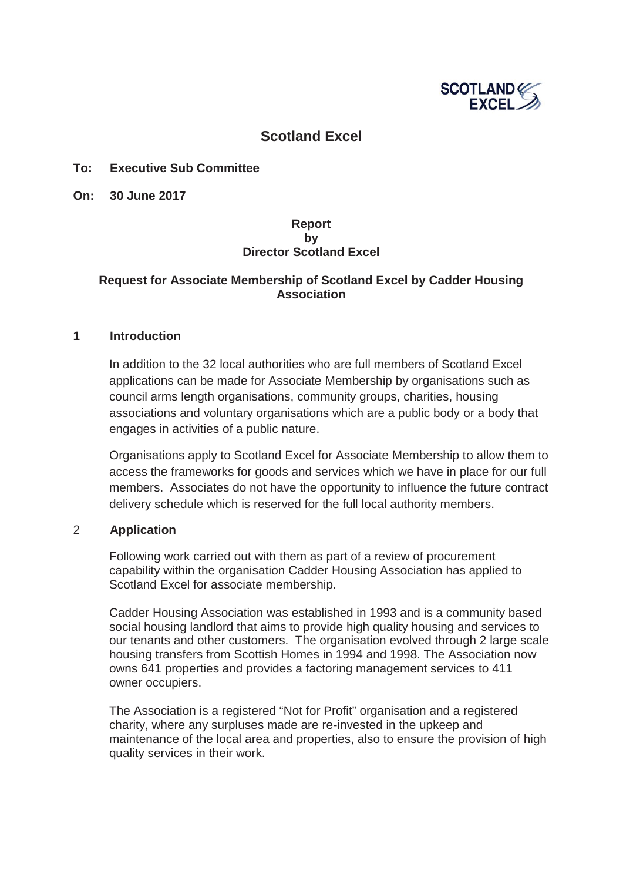# Scotland Excel

**To: Executive Sub Committee**

**On: 30 June 2017**

**Report**
**by**
**Director Scotland Excel**

**Request for Associate Membership of Scotland Excel by Cadder Housing Association**

## 1 Introduction

In addition to the 32 local authorities who are full members of Scotland Excel applications can be made for Associate Membership by organisations such as council arms length organisations, community groups, charities, housing associations and voluntary organisations which are a public body or a body that engages in activities of a public nature.

Organisations apply to Scotland Excel for Associate Membership to allow them to access the frameworks for goods and services which we have in place for our full members. Associates do not have the opportunity to influence the future contract delivery schedule which is reserved for the full local authority members.

## 2 Application

Following work carried out with them as part of a review of procurement capability within the organisation Cadder Housing Association has applied to Scotland Excel for associate membership.

Cadder Housing Association was established in 1993 and is a community based social housing landlord that aims to provide high quality housing and services to our tenants and other customers. The organisation evolved through 2 large scale housing transfers from Scottish Homes in 1994 and 1998. The Association now owns 641 properties and provides a factoring management services to 411 owner occupiers.

The Association is a registered "Not for Profit" organisation and a registered charity, where any surpluses made are re-invested in the upkeep and maintenance of the local area and properties, also to ensure the provision of high quality services in their work.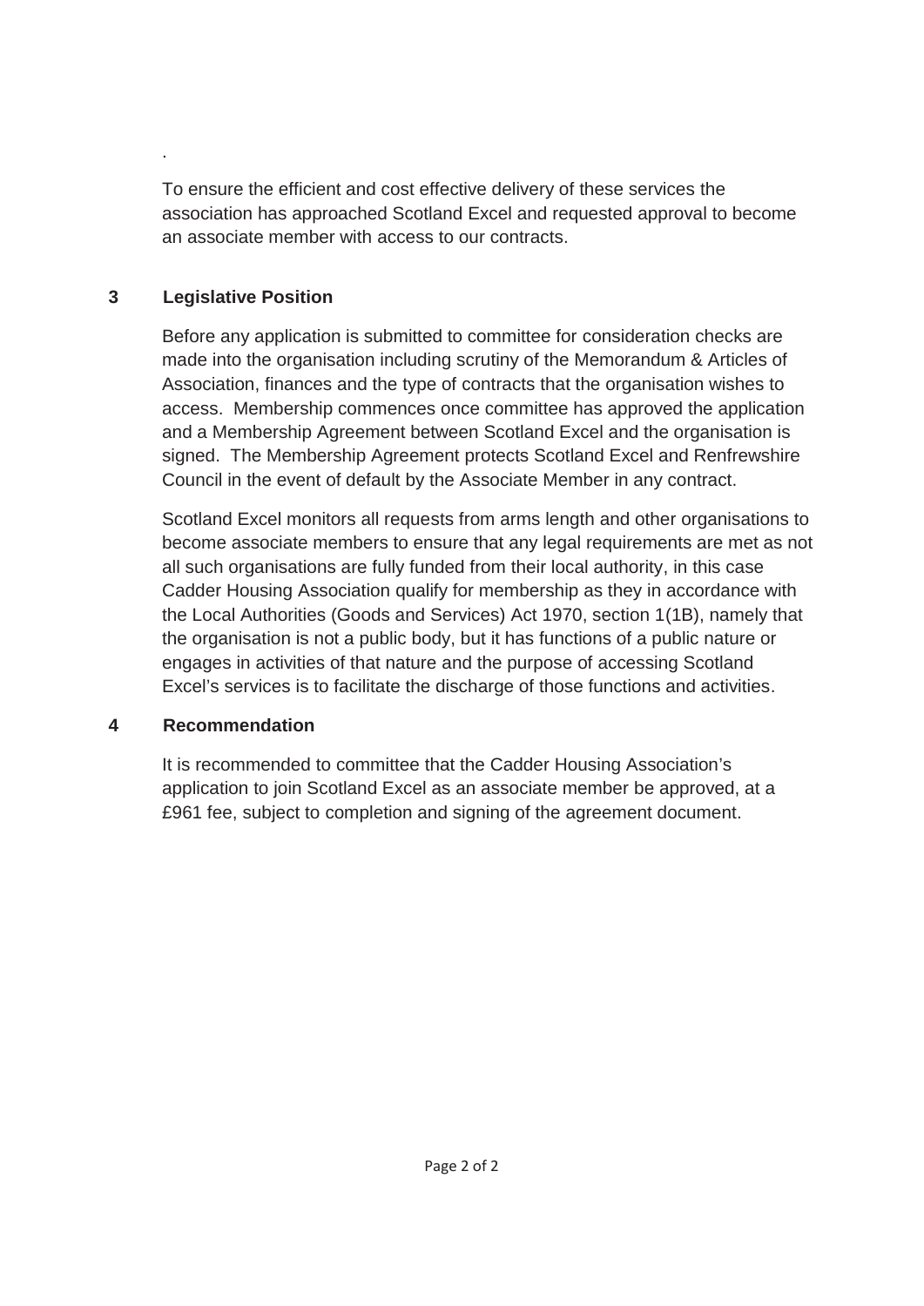.

To ensure the efficient and cost effective delivery of these services the association has approached Scotland Excel and requested approval to become an associate member with access to our contracts.

## 3 Legislative Position

Before any application is submitted to committee for consideration checks are made into the organisation including scrutiny of the Memorandum & Articles of Association, finances and the type of contracts that the organisation wishes to access. Membership commences once committee has approved the application and a Membership Agreement between Scotland Excel and the organisation is signed. The Membership Agreement protects Scotland Excel and Renfrewshire Council in the event of default by the Associate Member in any contract.

Scotland Excel monitors all requests from arms length and other organisations to become associate members to ensure that any legal requirements are met as not all such organisations are fully funded from their local authority, in this case Cadder Housing Association qualify for membership as they in accordance with the Local Authorities (Goods and Services) Act 1970, section 1(1B), namely that the organisation is not a public body, but it has functions of a public nature or engages in activities of that nature and the purpose of accessing Scotland Excel's services is to facilitate the discharge of those functions and activities.

## 4 Recommendation

It is recommended to committee that the Cadder Housing Association's application to join Scotland Excel as an associate member be approved, at a £961 fee, subject to completion and signing of the agreement document.